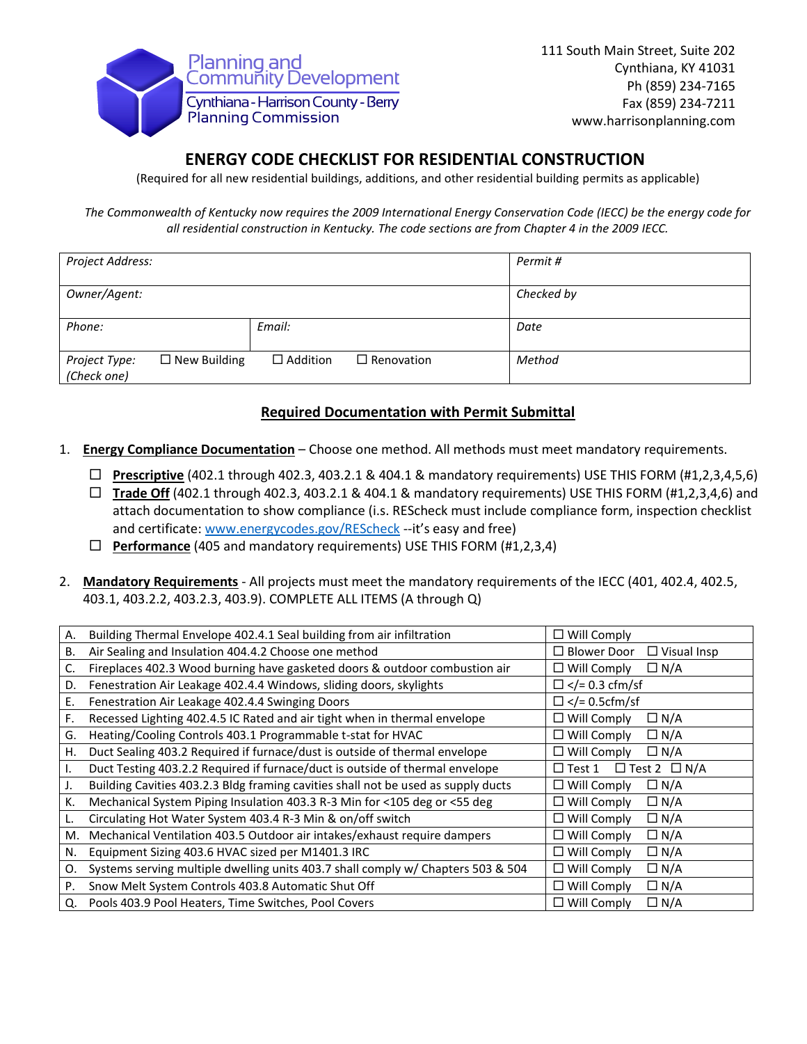Planning and Community Development
Cynthiana - Harrison County - Berry Planning Commission

111 South Main Street, Suite 202
Cynthiana, KY 41031
Ph (859) 234-7165
Fax (859) 234-7211
www.harrisonplanning.com

# ENERGY CODE CHECKLIST FOR RESIDENTIAL CONSTRUCTION

(Required for all new residential buildings, additions, and other residential building permits as applicable)

*The Commonwealth of Kentucky now requires the 2009 International Energy Conservation Code (IECC) be the energy code for all residential construction in Kentucky. The code sections are from Chapter 4 in the 2009 IECC.*

| *Project Address:* | | | | *Permit #* |
|---|---|---|---|---|
| *Owner/Agent:* | | | | *Checked by* |
| *Phone:* | *Email:* | | | *Date* |
| *Project Type: (Check one)* | ☐ New Building | ☐ Addition | ☐ Renovation | *Method* |

## Required Documentation with Permit Submittal

1. **Energy Compliance Documentation** – Choose one method. All methods must meet mandatory requirements.
   - ☐ **Prescriptive** (402.1 through 402.3, 403.2.1 & 404.1 & mandatory requirements) USE THIS FORM (#1,2,3,4,5,6)
   - ☐ **Trade Off** (402.1 through 402.3, 403.2.1 & 404.1 & mandatory requirements) USE THIS FORM (#1,2,3,4,6) and attach documentation to show compliance (i.s. REScheck must include compliance form, inspection checklist and certificate: www.energycodes.gov/REScheck --it's easy and free)
   - ☐ **Performance** (405 and mandatory requirements) USE THIS FORM (#1,2,3,4)

2. **Mandatory Requirements** - All projects must meet the mandatory requirements of the IECC (401, 402.4, 402.5, 403.1, 403.2.2, 403.2.3, 403.9). COMPLETE ALL ITEMS (A through Q)

| | Requirement | Compliance |
|---|---|---|
| A. | Building Thermal Envelope 402.4.1 Seal building from air infiltration | ☐ Will Comply |
| B. | Air Sealing and Insulation 404.4.2 Choose one method | ☐ Blower Door ☐ Visual Insp |
| C. | Fireplaces 402.3 Wood burning have gasketed doors & outdoor combustion air | ☐ Will Comply ☐ N/A |
| D. | Fenestration Air Leakage 402.4.4 Windows, sliding doors, skylights | ☐ </= 0.3 cfm/sf |
| E. | Fenestration Air Leakage 402.4.4 Swinging Doors | ☐ </= 0.5cfm/sf |
| F. | Recessed Lighting 402.4.5 IC Rated and air tight when in thermal envelope | ☐ Will Comply ☐ N/A |
| G. | Heating/Cooling Controls 403.1 Programmable t-stat for HVAC | ☐ Will Comply ☐ N/A |
| H. | Duct Sealing 403.2 Required if furnace/dust is outside of thermal envelope | ☐ Will Comply ☐ N/A |
| I. | Duct Testing 403.2.2 Required if furnace/duct is outside of thermal envelope | ☐ Test 1 ☐ Test 2 ☐ N/A |
| J. | Building Cavities 403.2.3 Bldg framing cavities shall not be used as supply ducts | ☐ Will Comply ☐ N/A |
| K. | Mechanical System Piping Insulation 403.3 R-3 Min for <105 deg or <55 deg | ☐ Will Comply ☐ N/A |
| L. | Circulating Hot Water System 403.4 R-3 Min & on/off switch | ☐ Will Comply ☐ N/A |
| M. | Mechanical Ventilation 403.5 Outdoor air intakes/exhaust require dampers | ☐ Will Comply ☐ N/A |
| N. | Equipment Sizing 403.6 HVAC sized per M1401.3 IRC | ☐ Will Comply ☐ N/A |
| O. | Systems serving multiple dwelling units 403.7 shall comply w/ Chapters 503 & 504 | ☐ Will Comply ☐ N/A |
| P. | Snow Melt System Controls 403.8 Automatic Shut Off | ☐ Will Comply ☐ N/A |
| Q. | Pools 403.9 Pool Heaters, Time Switches, Pool Covers | ☐ Will Comply ☐ N/A |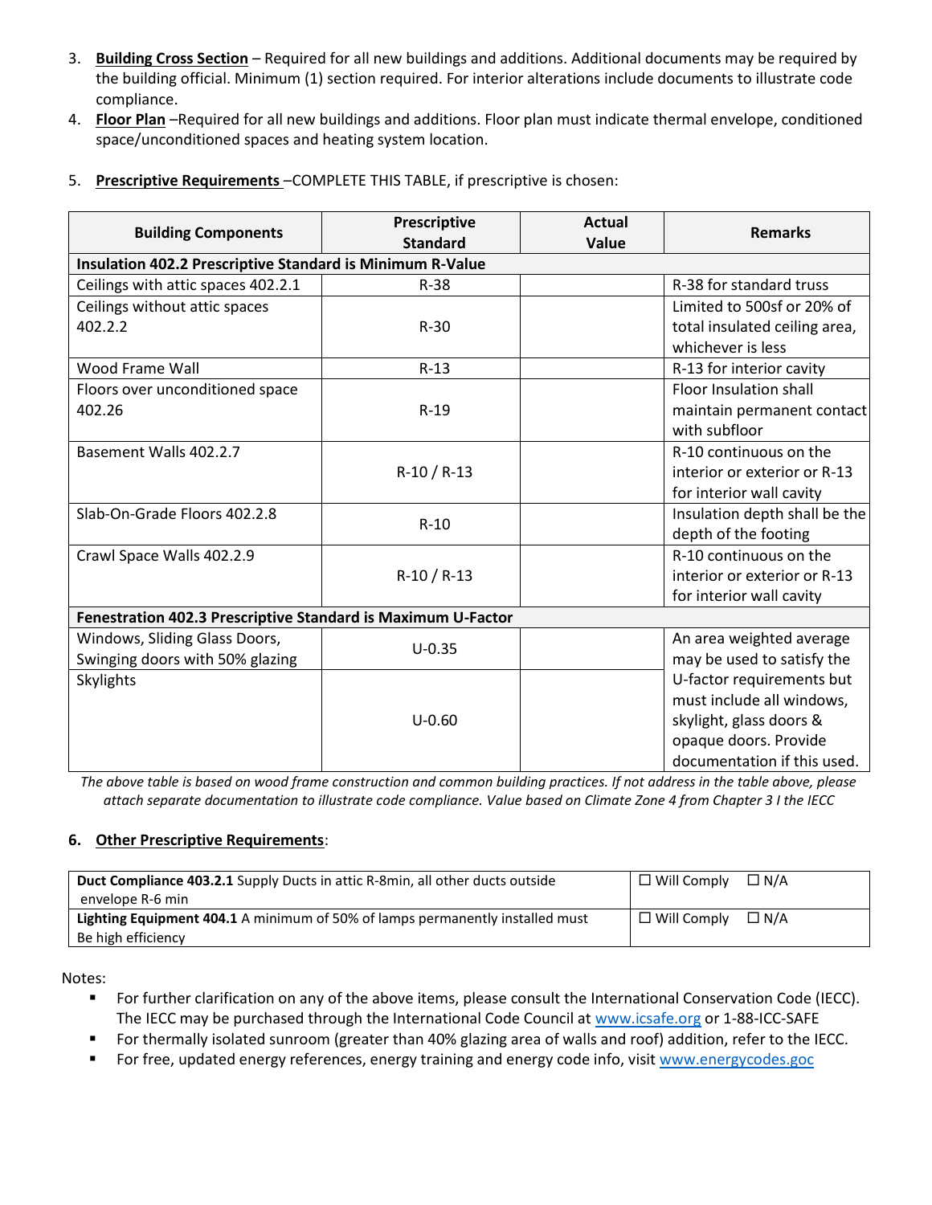3. **Building Cross Section** – Required for all new buildings and additions. Additional documents may be required by the building official. Minimum (1) section required. For interior alterations include documents to illustrate code compliance.
4. **Floor Plan** –Required for all new buildings and additions. Floor plan must indicate thermal envelope, conditioned space/unconditioned spaces and heating system location.
5. **Prescriptive Requirements** –COMPLETE THIS TABLE, if prescriptive is chosen:

| Building Components | Prescriptive Standard | Actual Value | Remarks |
|---|---|---|---|
| **Insulation 402.2 Prescriptive Standard is Minimum R-Value** | | | |
| Ceilings with attic spaces 402.2.1 | R-38 | | R-38 for standard truss |
| Ceilings without attic spaces 402.2.2 | R-30 | | Limited to 500sf or 20% of total insulated ceiling area, whichever is less |
| Wood Frame Wall | R-13 | | R-13 for interior cavity |
| Floors over unconditioned space 402.26 | R-19 | | Floor Insulation shall maintain permanent contact with subfloor |
| Basement Walls 402.2.7 | R-10 / R-13 | | R-10 continuous on the interior or exterior or R-13 for interior wall cavity |
| Slab-On-Grade Floors 402.2.8 | R-10 | | Insulation depth shall be the depth of the footing |
| Crawl Space Walls 402.2.9 | R-10 / R-13 | | R-10 continuous on the interior or exterior or R-13 for interior wall cavity |
| **Fenestration 402.3 Prescriptive Standard is Maximum U-Factor** | | | |
| Windows, Sliding Glass Doors, Swinging doors with 50% glazing | U-0.35 | | An area weighted average may be used to satisfy the U-factor requirements but must include all windows, skylight, glass doors & opaque doors. Provide documentation if this used. |
| Skylights | U-0.60 | | |

*The above table is based on wood frame construction and common building practices. If not address in the table above, please attach separate documentation to illustrate code compliance. Value based on Climate Zone 4 from Chapter 3 I the IECC*

6. **Other Prescriptive Requirements**:

| | |
|---|---|
| **Duct Compliance 403.2.1** Supply Ducts in attic R-8min, all other ducts outside envelope R-6 min | ☐ Will Comply ☐ N/A |
| **Lighting Equipment 404.1** A minimum of 50% of lamps permanently installed must Be high efficiency | ☐ Will Comply ☐ N/A |

Notes:

- For further clarification on any of the above items, please consult the International Conservation Code (IECC). The IECC may be purchased through the International Code Council at www.icsafe.org or 1-88-ICC-SAFE
- For thermally isolated sunroom (greater than 40% glazing area of walls and roof) addition, refer to the IECC.
- For free, updated energy references, energy training and energy code info, visit www.energycodes.goc